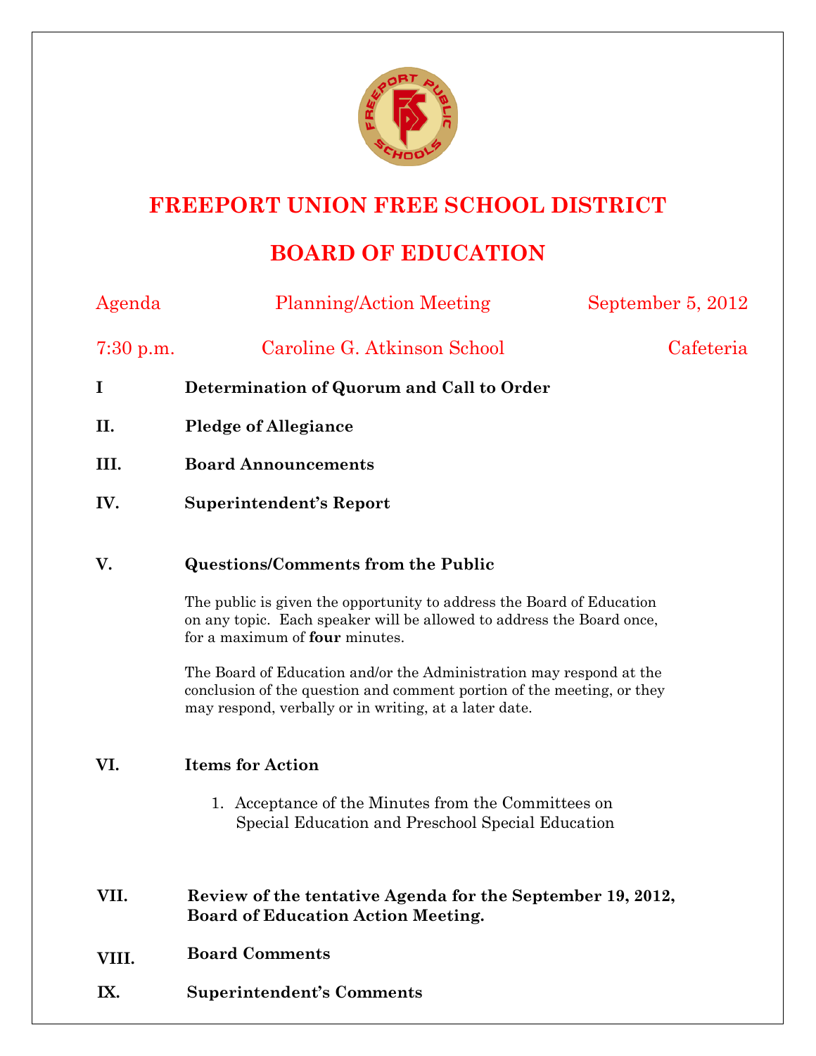# FREEPORT UNION FREE SCHOOL DISTRICT

## BOARD OF EDUCATION

Agenda — Planning/Action Meeting — September 5, 2012

7:30 p.m. — Caroline G. Atkinson School — Cafeteria

**I Determination of Quorum and Call to Order**

**II. Pledge of Allegiance**

**III. Board Announcements**

**IV. Superintendent's Report**

**V. Questions/Comments from the Public**

The public is given the opportunity to address the Board of Education on any topic. Each speaker will be allowed to address the Board once, for a maximum of **four** minutes.

The Board of Education and/or the Administration may respond at the conclusion of the question and comment portion of the meeting, or they may respond, verbally or in writing, at a later date.

**VI. Items for Action**

1. Acceptance of the Minutes from the Committees on Special Education and Preschool Special Education

**VII. Review of the tentative Agenda for the September 19, 2012, Board of Education Action Meeting.**

**VIII. Board Comments**

**IX. Superintendent's Comments**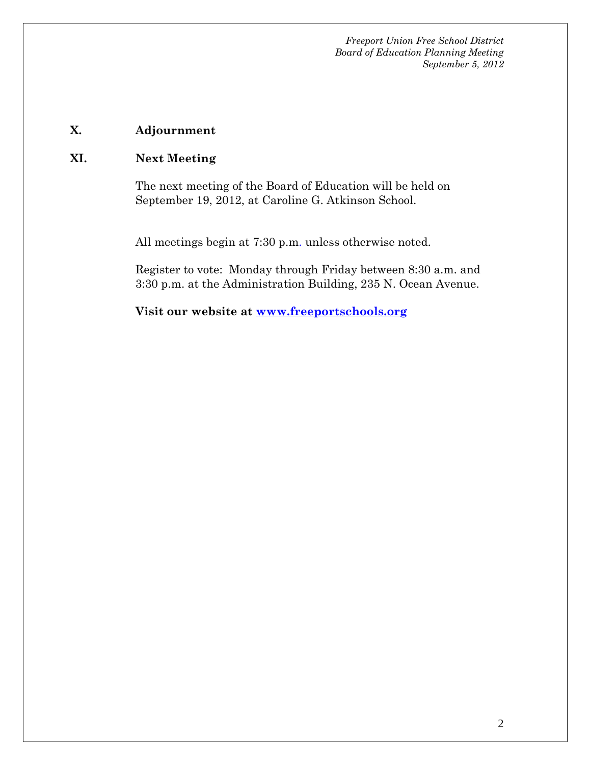## X. Adjournment

## XI. Next Meeting

The next meeting of the Board of Education will be held on September 19, 2012, at Caroline G. Atkinson School.

All meetings begin at 7:30 p.m. unless otherwise noted.

Register to vote: Monday through Friday between 8:30 a.m. and 3:30 p.m. at the Administration Building, 235 N. Ocean Avenue.

**Visit our website at [www.freeportschools.org](http://www.freeportschools.org)**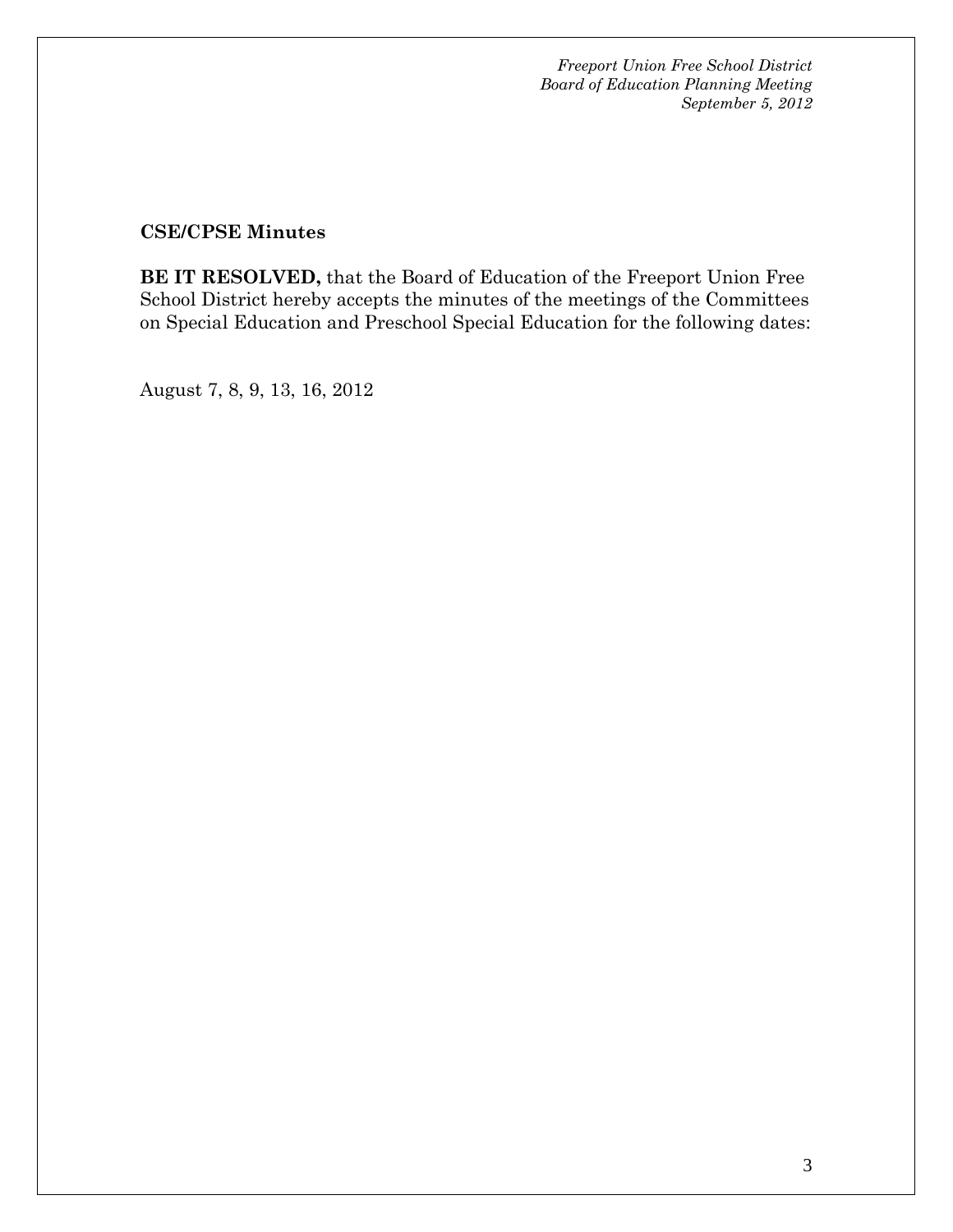**CSE/CPSE Minutes**

**BE IT RESOLVED,** that the Board of Education of the Freeport Union Free School District hereby accepts the minutes of the meetings of the Committees on Special Education and Preschool Special Education for the following dates:

August 7, 8, 9, 13, 16, 2012